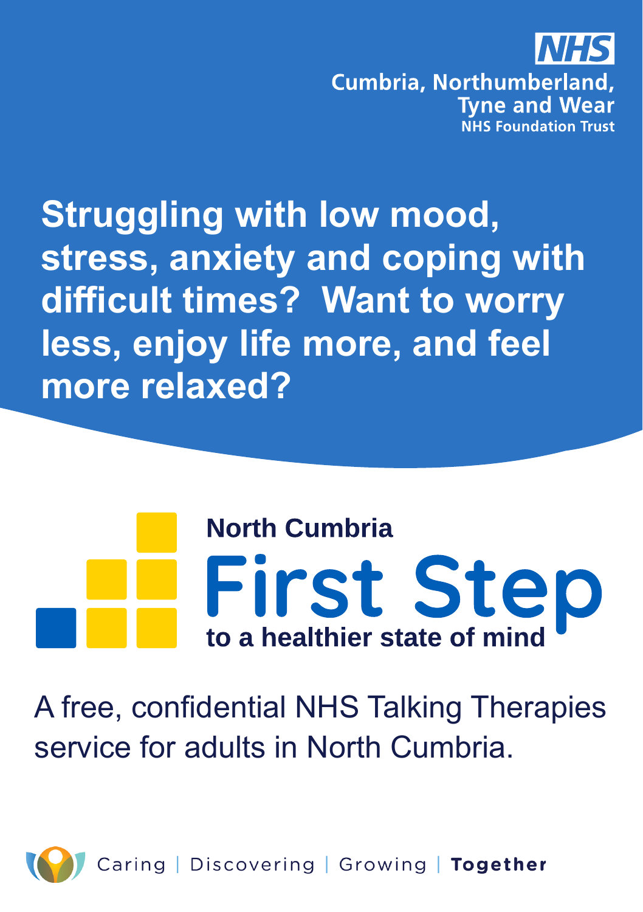NHS

Cumbria, Northumberland, Tyne and Wear
NHS Foundation Trust

# Struggling with low mood, stress, anxiety and coping with difficult times? Want to worry less, enjoy life more, and feel more relaxed?

**North Cumbria**

# First Step

**to a healthier state of mind**

A free, confidential NHS Talking Therapies service for adults in North Cumbria.

Caring | Discovering | Growing | **Together**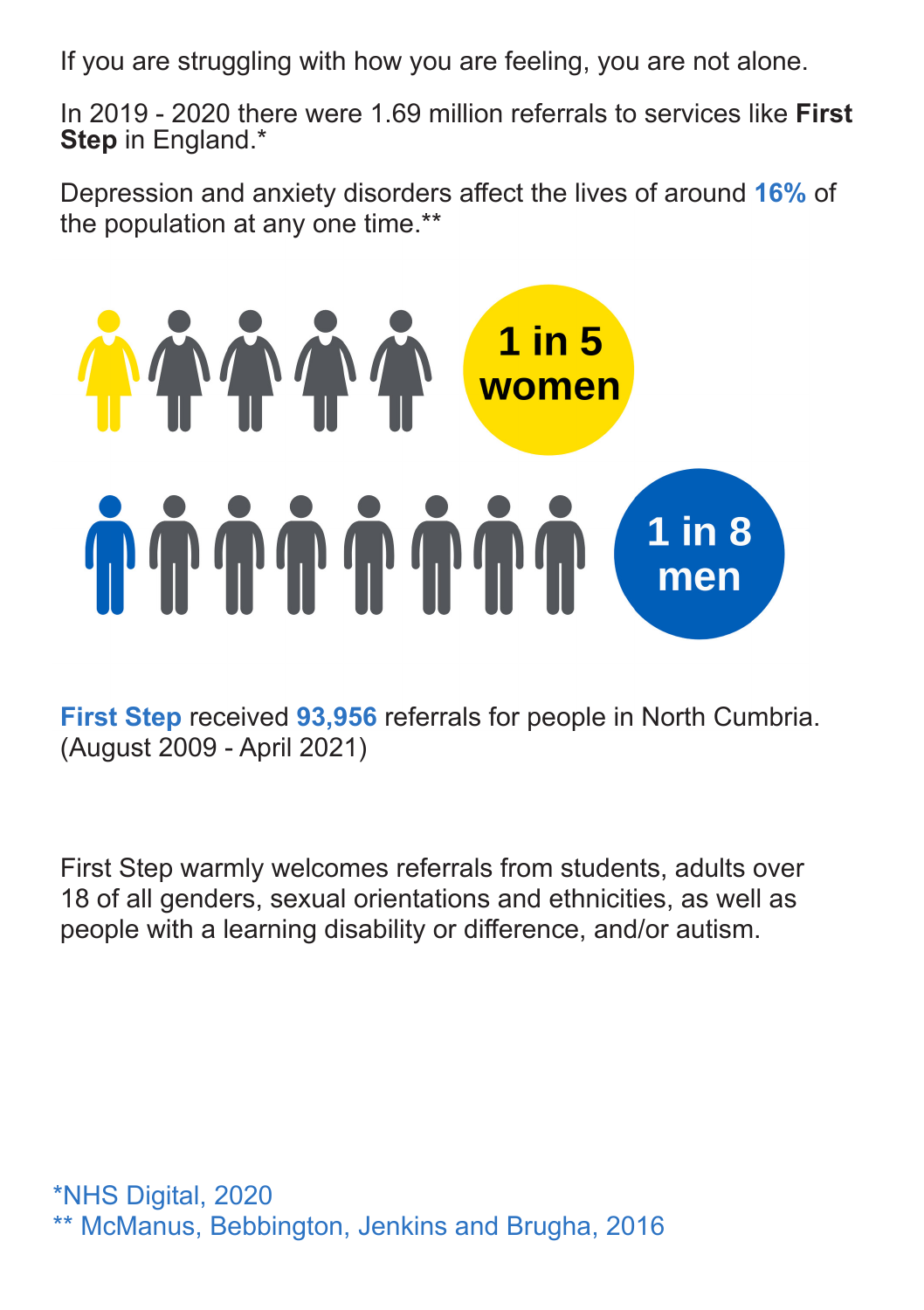If you are struggling with how you are feeling, you are not alone.

In 2019 - 2020 there were 1.69 million referrals to services like **First Step** in England.*

Depression and anxiety disorders affect the lives of around **16%** of the population at any one time.**

**1 in 5 women**

**1 in 8 men**

**First Step** received **93,956** referrals for people in North Cumbria. (August 2009 - April 2021)

First Step warmly welcomes referrals from students, adults over 18 of all genders, sexual orientations and ethnicities, as well as people with a learning disability or difference, and/or autism.

*NHS Digital, 2020
** McManus, Bebbington, Jenkins and Brugha, 2016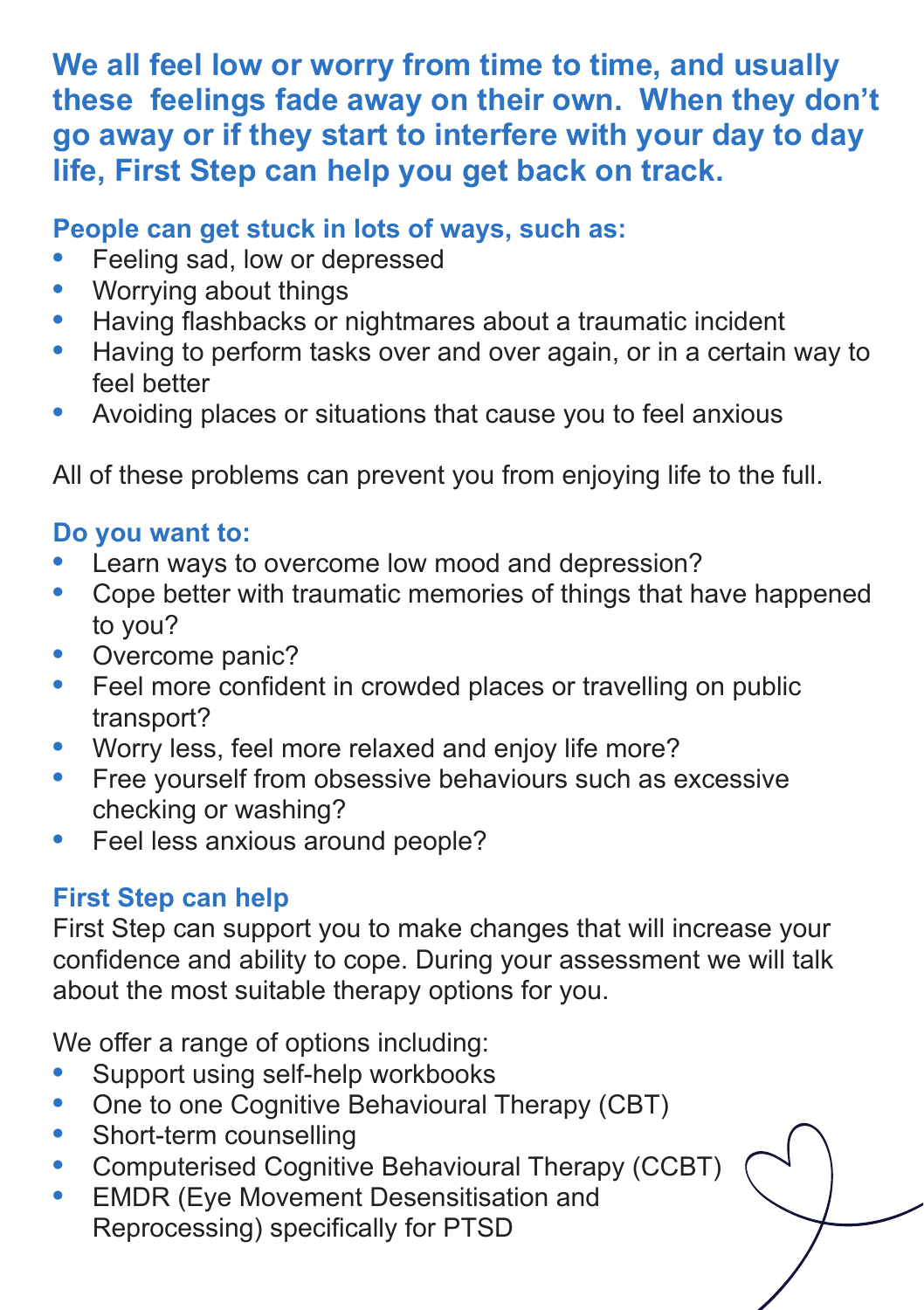**We all feel low or worry from time to time, and usually these feelings fade away on their own. When they don't go away or if they start to interfere with your day to day life, First Step can help you get back on track.**

### People can get stuck in lots of ways, such as:

- Feeling sad, low or depressed
- Worrying about things
- Having flashbacks or nightmares about a traumatic incident
- Having to perform tasks over and over again, or in a certain way to feel better
- Avoiding places or situations that cause you to feel anxious

All of these problems can prevent you from enjoying life to the full.

### Do you want to:

- Learn ways to overcome low mood and depression?
- Cope better with traumatic memories of things that have happened to you?
- Overcome panic?
- Feel more confident in crowded places or travelling on public transport?
- Worry less, feel more relaxed and enjoy life more?
- Free yourself from obsessive behaviours such as excessive checking or washing?
- Feel less anxious around people?

### First Step can help

First Step can support you to make changes that will increase your confidence and ability to cope. During your assessment we will talk about the most suitable therapy options for you.

We offer a range of options including:

- Support using self-help workbooks
- One to one Cognitive Behavioural Therapy (CBT)
- Short-term counselling
- Computerised Cognitive Behavioural Therapy (CCBT)
- EMDR (Eye Movement Desensitisation and Reprocessing) specifically for PTSD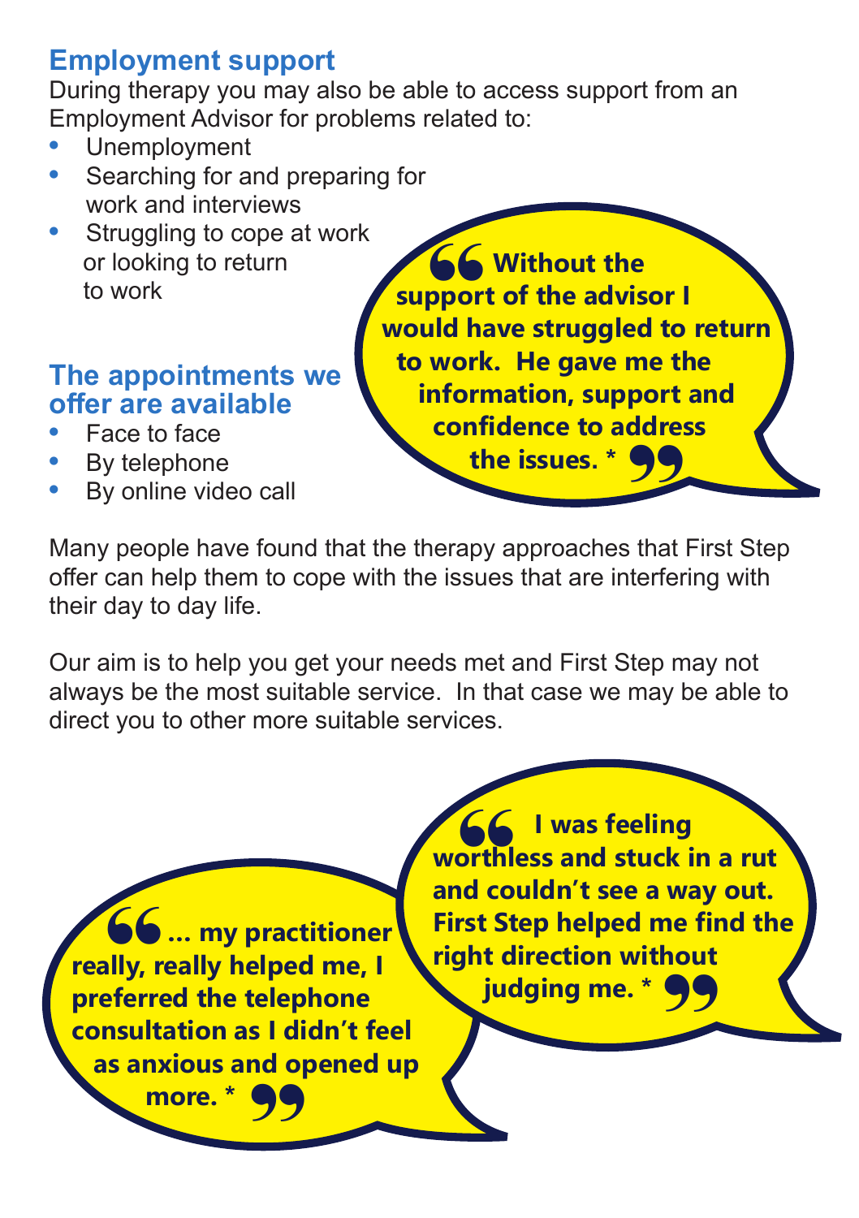## Employment support

During therapy you may also be able to access support from an Employment Advisor for problems related to:

- Unemployment
- Searching for and preparing for work and interviews
- Struggling to cope at work or looking to return to work

> **"Without the support of the advisor I would have struggled to return to work. He gave me the information, support and confidence to address the issues. \*"**

## The appointments we offer are available

- Face to face
- By telephone
- By online video call

Many people have found that the therapy approaches that First Step offer can help them to cope with the issues that are interfering with their day to day life.

Our aim is to help you get your needs met and First Step may not always be the most suitable service. In that case we may be able to direct you to other more suitable services.

> **"... my practitioner really, really helped me, I preferred the telephone consultation as I didn't feel as anxious and opened up more. \*"**

> **"I was feeling worthless and stuck in a rut and couldn't see a way out. First Step helped me find the right direction without judging me. \*"**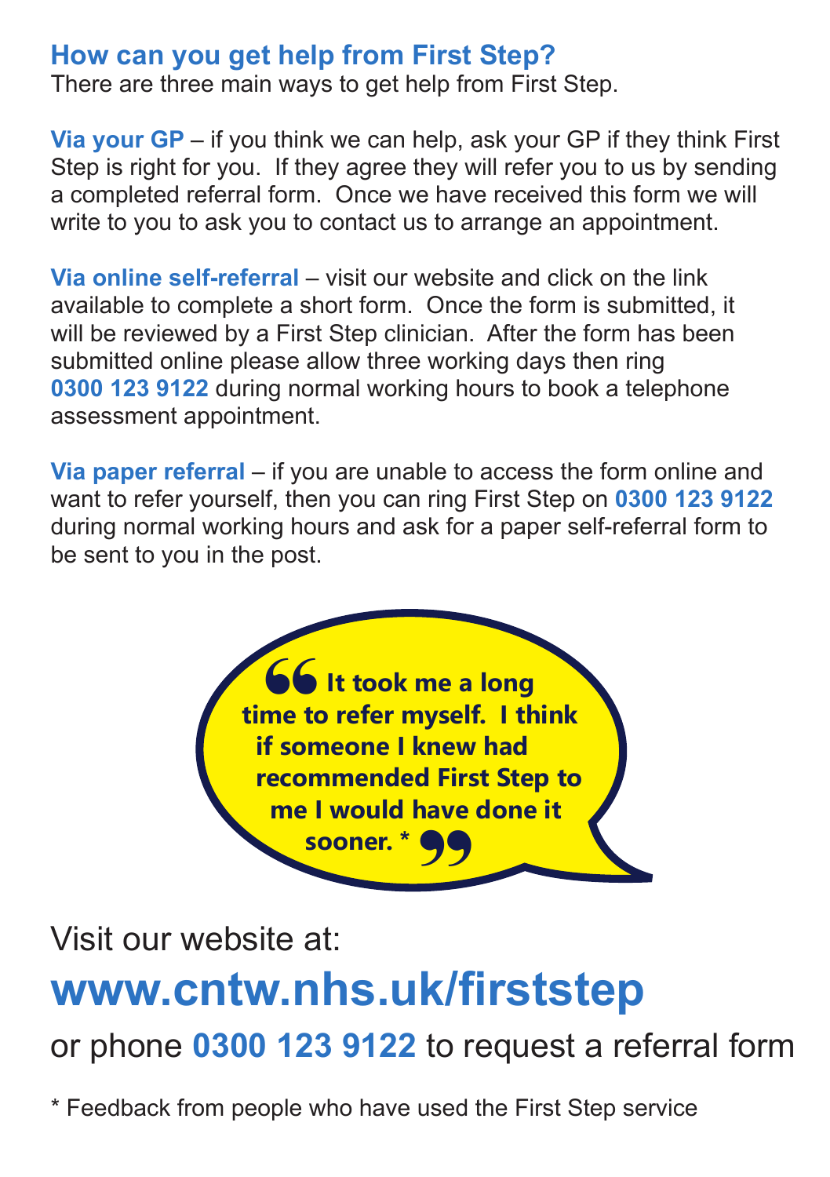## How can you get help from First Step?

There are three main ways to get help from First Step.

**Via your GP** – if you think we can help, ask your GP if they think First Step is right for you. If they agree they will refer you to us by sending a completed referral form. Once we have received this form we will write to you to ask you to contact us to arrange an appointment.

**Via online self-referral** – visit our website and click on the link available to complete a short form. Once the form is submitted, it will be reviewed by a First Step clinician. After the form has been submitted online please allow three working days then ring **0300 123 9122** during normal working hours to book a telephone assessment appointment.

**Via paper referral** – if you are unable to access the form online and want to refer yourself, then you can ring First Step on **0300 123 9122** during normal working hours and ask for a paper self-referral form to be sent to you in the post.

> **"It took me a long time to refer myself. I think if someone I knew had recommended First Step to me I would have done it sooner. *"**

Visit our website at:

## www.cntw.nhs.uk/firststep

or phone **0300 123 9122** to request a referral form

* Feedback from people who have used the First Step service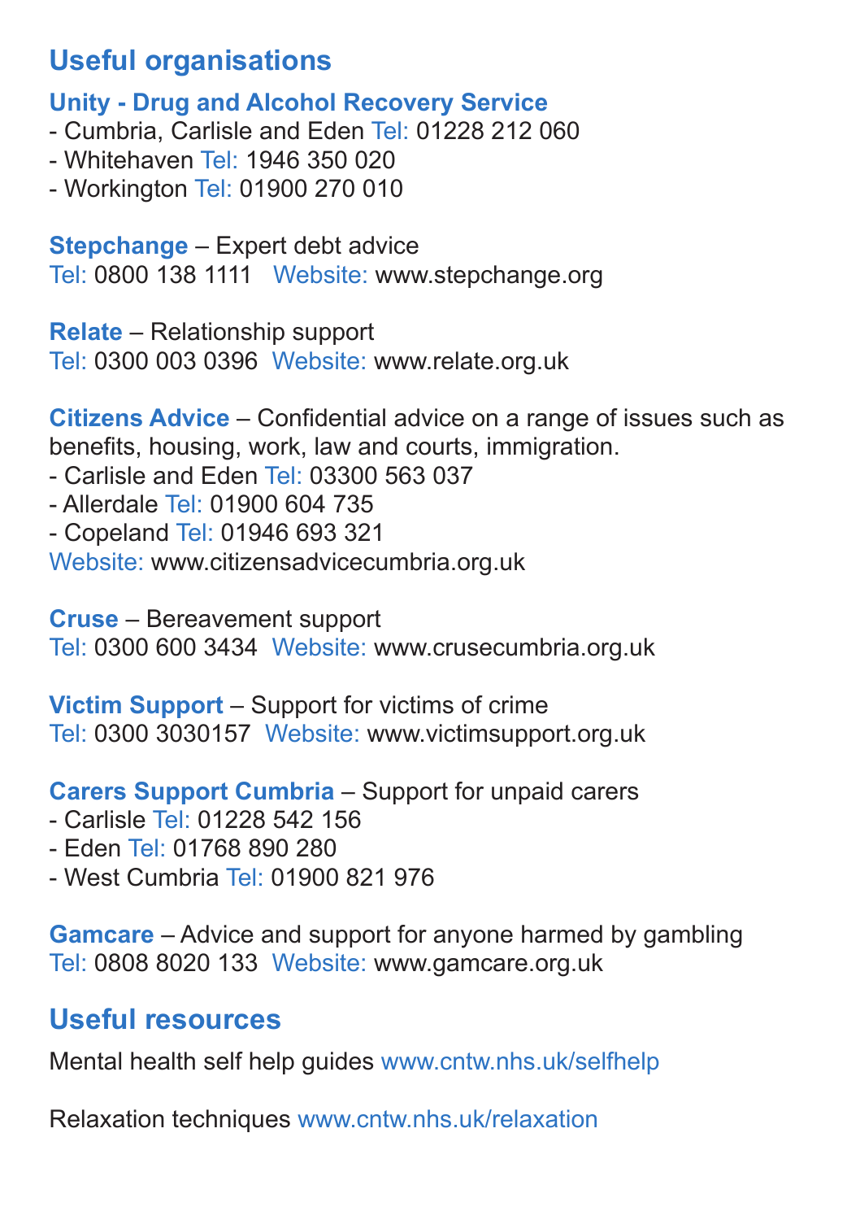## Useful organisations

### Unity - Drug and Alcohol Recovery Service

- Cumbria, Carlisle and Eden Tel: 01228 212 060
- Whitehaven Tel: 1946 350 020
- Workington Tel: 01900 270 010

**Stepchange** – Expert debt advice
Tel: 0800 138 1111 Website: www.stepchange.org

**Relate** – Relationship support
Tel: 0300 003 0396 Website: www.relate.org.uk

**Citizens Advice** – Confidential advice on a range of issues such as benefits, housing, work, law and courts, immigration.

- Carlisle and Eden Tel: 03300 563 037
- Allerdale Tel: 01900 604 735
- Copeland Tel: 01946 693 321

Website: www.citizensadvicecumbria.org.uk

**Cruse** – Bereavement support
Tel: 0300 600 3434 Website: www.crusecumbria.org.uk

**Victim Support** – Support for victims of crime
Tel: 0300 3030157 Website: www.victimsupport.org.uk

**Carers Support Cumbria** – Support for unpaid carers

- Carlisle Tel: 01228 542 156
- Eden Tel: 01768 890 280
- West Cumbria Tel: 01900 821 976

**Gamcare** – Advice and support for anyone harmed by gambling
Tel: 0808 8020 133 Website: www.gamcare.org.uk

## Useful resources

Mental health self help guides www.cntw.nhs.uk/selfhelp

Relaxation techniques www.cntw.nhs.uk/relaxation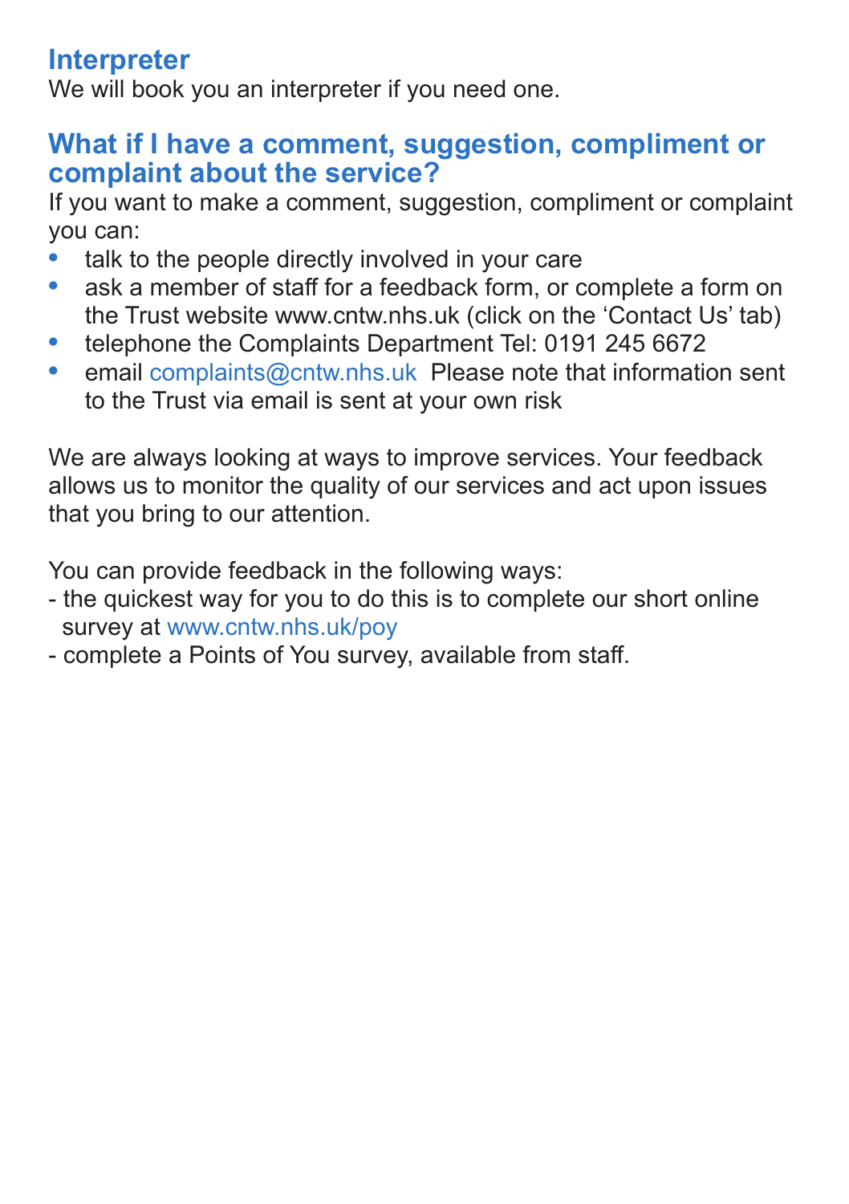## Interpreter

We will book you an interpreter if you need one.

## What if I have a comment, suggestion, compliment or complaint about the service?

If you want to make a comment, suggestion, compliment or complaint you can:

- talk to the people directly involved in your care
- ask a member of staff for a feedback form, or complete a form on the Trust website www.cntw.nhs.uk (click on the 'Contact Us' tab)
- telephone the Complaints Department Tel: 0191 245 6672
- email complaints@cntw.nhs.uk Please note that information sent to the Trust via email is sent at your own risk

We are always looking at ways to improve services. Your feedback allows us to monitor the quality of our services and act upon issues that you bring to our attention.

You can provide feedback in the following ways:

- the quickest way for you to do this is to complete our short online survey at www.cntw.nhs.uk/poy
- complete a Points of You survey, available from staff.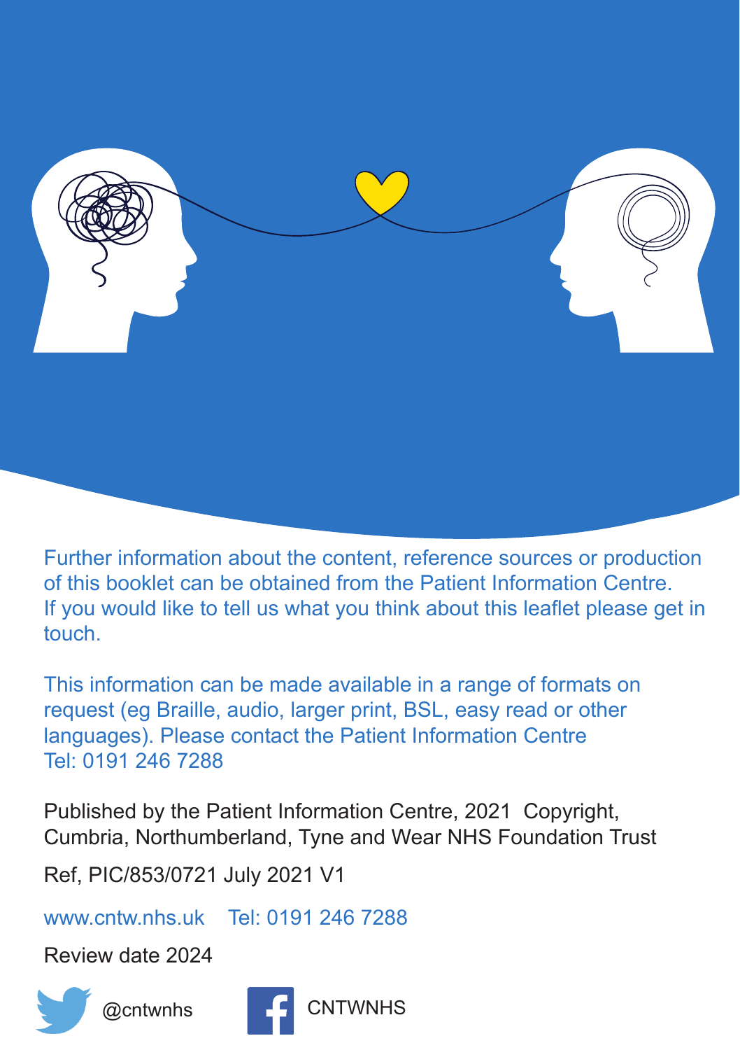Further information about the content, reference sources or production of this booklet can be obtained from the Patient Information Centre. If you would like to tell us what you think about this leaflet please get in touch.

This information can be made available in a range of formats on request (eg Braille, audio, larger print, BSL, easy read or other languages). Please contact the Patient Information Centre Tel: 0191 246 7288

Published by the Patient Information Centre, 2021 Copyright, Cumbria, Northumberland, Tyne and Wear NHS Foundation Trust

Ref, PIC/853/0721 July 2021 V1

www.cntw.nhs.uk Tel: 0191 246 7288

Review date 2024

@cntwnhs

CNTWNHS